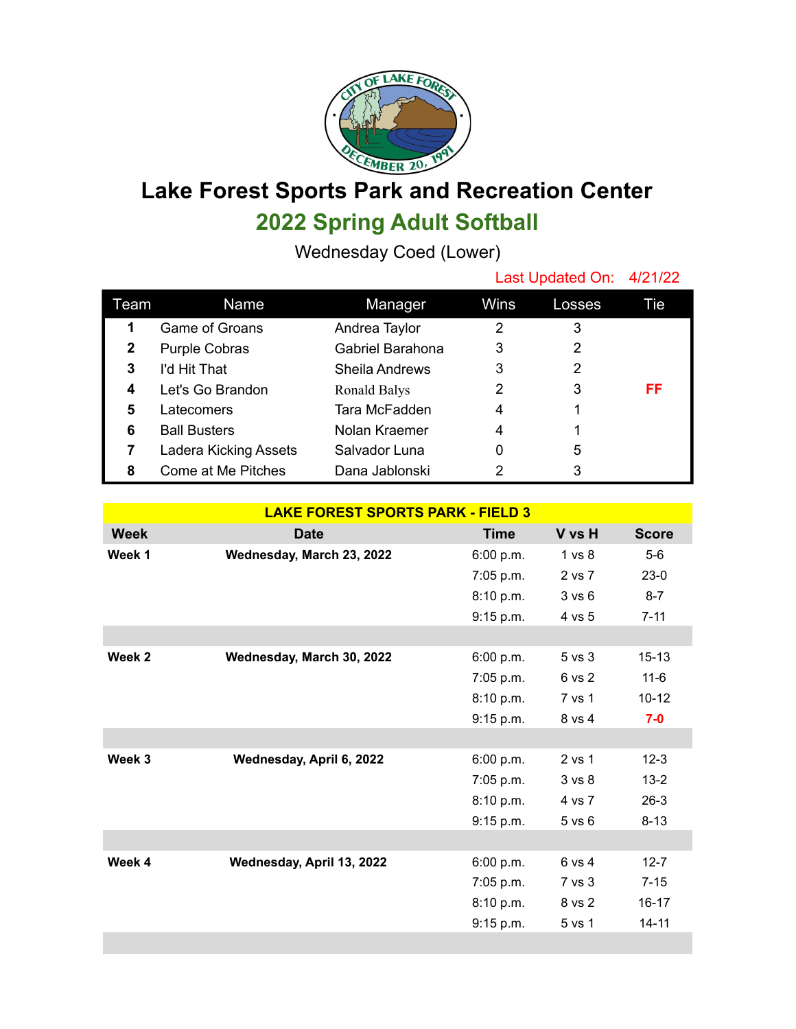# Lake Forest Sports Park and Recreation Center

## 2022 Spring Adult Softball

Wednesday Coed (Lower)

Last Updated On: 4/21/22

| Team | Name | Manager | Wins | Losses | Tie |
|---|---|---|---|---|---|
| 1 | Game of Groans | Andrea Taylor | 2 | 3 | |
| 2 | Purple Cobras | Gabriel Barahona | 3 | 2 | |
| 3 | I'd Hit That | Sheila Andrews | 3 | 2 | |
| 4 | Let's Go Brandon | Ronald Balys | 2 | 3 | FF |
| 5 | Latecomers | Tara McFadden | 4 | 1 | |
| 6 | Ball Busters | Nolan Kraemer | 4 | 1 | |
| 7 | Ladera Kicking Assets | Salvador Luna | 0 | 5 | |
| 8 | Come at Me Pitches | Dana Jablonski | 2 | 3 | |

**LAKE FOREST SPORTS PARK - FIELD 3**

| Week | Date | Time | V vs H | Score |
|---|---|---|---|---|
| **Week 1** | **Wednesday, March 23, 2022** | 6:00 p.m. | 1 vs 8 | 5-6 |
| | | 7:05 p.m. | 2 vs 7 | 23-0 |
| | | 8:10 p.m. | 3 vs 6 | 8-7 |
| | | 9:15 p.m. | 4 vs 5 | 7-11 |
| **Week 2** | **Wednesday, March 30, 2022** | 6:00 p.m. | 5 vs 3 | 15-13 |
| | | 7:05 p.m. | 6 vs 2 | 11-6 |
| | | 8:10 p.m. | 7 vs 1 | 10-12 |
| | | 9:15 p.m. | 8 vs 4 | **7-0** |
| **Week 3** | **Wednesday, April 6, 2022** | 6:00 p.m. | 2 vs 1 | 12-3 |
| | | 7:05 p.m. | 3 vs 8 | 13-2 |
| | | 8:10 p.m. | 4 vs 7 | 26-3 |
| | | 9:15 p.m. | 5 vs 6 | 8-13 |
| **Week 4** | **Wednesday, April 13, 2022** | 6:00 p.m. | 6 vs 4 | 12-7 |
| | | 7:05 p.m. | 7 vs 3 | 7-15 |
| | | 8:10 p.m. | 8 vs 2 | 16-17 |
| | | 9:15 p.m. | 5 vs 1 | 14-11 |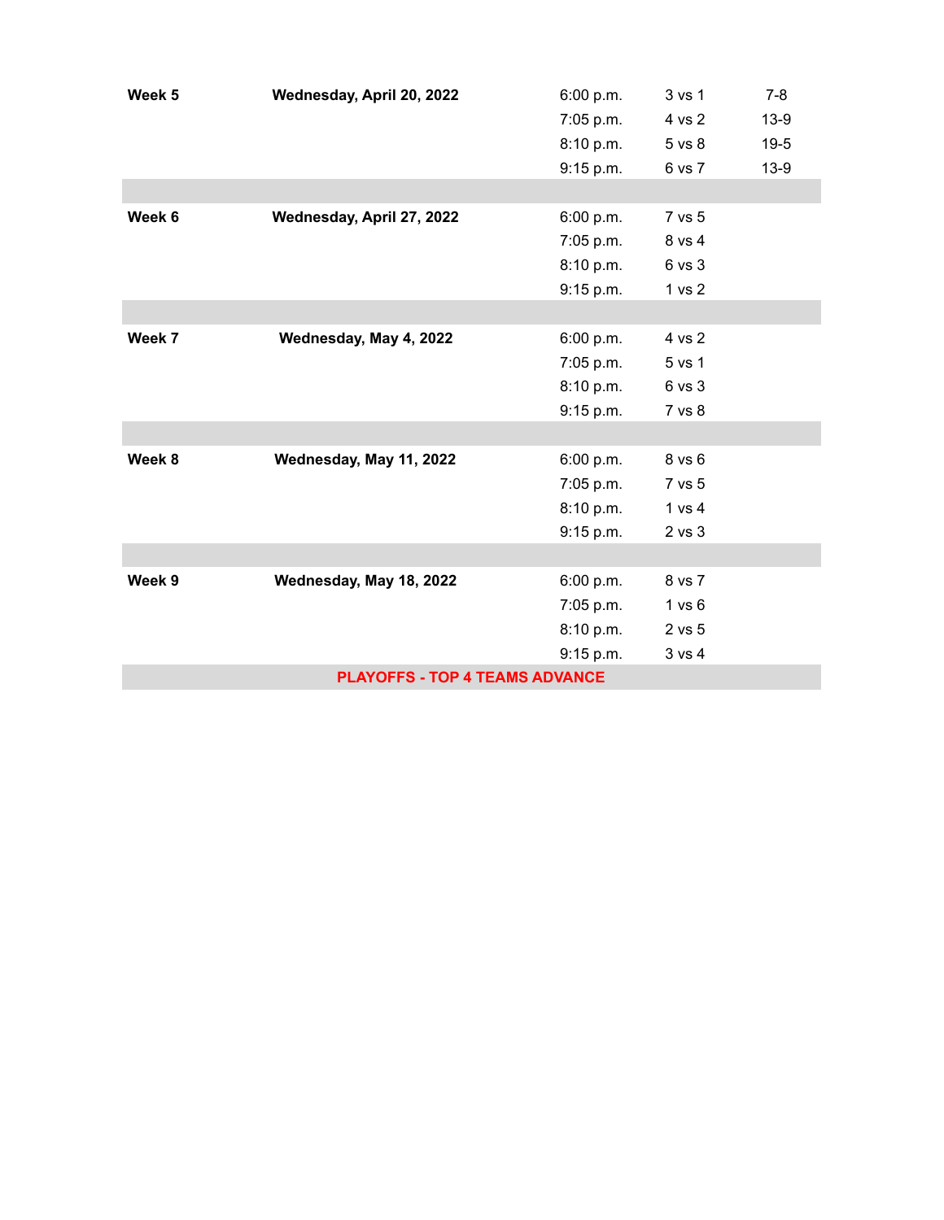| | | | | |
|---|---|---|---|---|
| **Week 5** | **Wednesday, April 20, 2022** | 6:00 p.m. | 3 vs 1 | 7-8 |
| | | 7:05 p.m. | 4 vs 2 | 13-9 |
| | | 8:10 p.m. | 5 vs 8 | 19-5 |
| | | 9:15 p.m. | 6 vs 7 | 13-9 |
| | | | | |
| **Week 6** | **Wednesday, April 27, 2022** | 6:00 p.m. | 7 vs 5 | |
| | | 7:05 p.m. | 8 vs 4 | |
| | | 8:10 p.m. | 6 vs 3 | |
| | | 9:15 p.m. | 1 vs 2 | |
| | | | | |
| **Week 7** | **Wednesday, May 4, 2022** | 6:00 p.m. | 4 vs 2 | |
| | | 7:05 p.m. | 5 vs 1 | |
| | | 8:10 p.m. | 6 vs 3 | |
| | | 9:15 p.m. | 7 vs 8 | |
| | | | | |
| **Week 8** | **Wednesday, May 11, 2022** | 6:00 p.m. | 8 vs 6 | |
| | | 7:05 p.m. | 7 vs 5 | |
| | | 8:10 p.m. | 1 vs 4 | |
| | | 9:15 p.m. | 2 vs 3 | |
| | | | | |
| **Week 9** | **Wednesday, May 18, 2022** | 6:00 p.m. | 8 vs 7 | |
| | | 7:05 p.m. | 1 vs 6 | |
| | | 8:10 p.m. | 2 vs 5 | |
| | | 9:15 p.m. | 3 vs 4 | |

**PLAYOFFS - TOP 4 TEAMS ADVANCE**